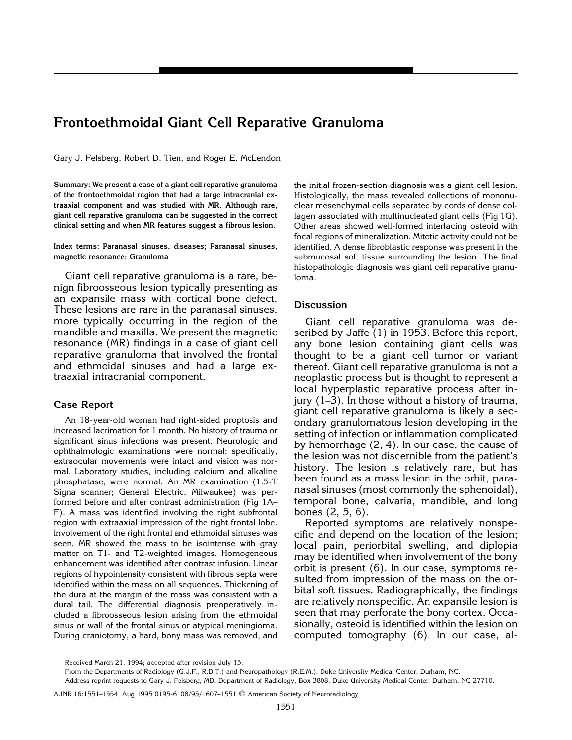# Frontoethmoidal Giant Cell Reparative Granuloma

Gary J. Felsberg, Robert D. Tien, and Roger E. McLendon

**Summary: We present a case of a giant cell reparative granuloma of the frontoethmoidal region that had a large intracranial extraaxial component and was studied with MR. Although rare, giant cell reparative granuloma can be suggested in the correct clinical setting and when MR features suggest a fibrous lesion.**

**Index terms: Paranasal sinuses, diseases; Paranasal sinuses, magnetic resonance; Granuloma**

Giant cell reparative granuloma is a rare, benign fibroosseous lesion typically presenting as an expansile mass with cortical bone defect. These lesions are rare in the paranasal sinuses, more typically occurring in the region of the mandible and maxilla. We present the magnetic resonance (MR) findings in a case of giant cell reparative granuloma that involved the frontal and ethmoidal sinuses and had a large extraaxial intracranial component.

## Case Report

An 18-year-old woman had right-sided proptosis and increased lacrimation for 1 month. No history of trauma or significant sinus infections was present. Neurologic and ophthalmologic examinations were normal; specifically, extraocular movements were intact and vision was normal. Laboratory studies, including calcium and alkaline phosphatase, were normal. An MR examination (1.5-T Signa scanner; General Electric, Milwaukee) was performed before and after contrast administration (Fig 1A–F). A mass was identified involving the right subfrontal region with extraaxial impression of the right frontal lobe. Involvement of the right frontal and ethmoidal sinuses was seen. MR showed the mass to be isointense with gray matter on T1- and T2-weighted images. Homogeneous enhancement was identified after contrast infusion. Linear regions of hypointensity consistent with fibrous septa were identified within the mass on all sequences. Thickening of the dura at the margin of the mass was consistent with a dural tail. The differential diagnosis preoperatively included a fibroosseous lesion arising from the ethmoidal sinus or wall of the frontal sinus or atypical meningioma. During craniotomy, a hard, bony mass was removed, and the initial frozen-section diagnosis was a giant cell lesion. Histologically, the mass revealed collections of mononuclear mesenchymal cells separated by cords of dense collagen associated with multinucleated giant cells (Fig 1G). Other areas showed well-formed interlacing osteoid with focal regions of mineralization. Mitotic activity could not be identified. A dense fibroblastic response was present in the submucosal soft tissue surrounding the lesion. The final histopathologic diagnosis was giant cell reparative granuloma.

## Discussion

Giant cell reparative granuloma was described by Jaffe (1) in 1953. Before this report, any bone lesion containing giant cells was thought to be a giant cell tumor or variant thereof. Giant cell reparative granuloma is not a neoplastic process but is thought to represent a local hyperplastic reparative process after injury (1–3). In those without a history of trauma, giant cell reparative granuloma is likely a secondary granulomatous lesion developing in the setting of infection or inflammation complicated by hemorrhage (2, 4). In our case, the cause of the lesion was not discernible from the patient's history. The lesion is relatively rare, but has been found as a mass lesion in the orbit, paranasal sinuses (most commonly the sphenoidal), temporal bone, calvaria, mandible, and long bones (2, 5, 6).

Reported symptoms are relatively nonspecific and depend on the location of the lesion; local pain, periorbital swelling, and diplopia may be identified when involvement of the bony orbit is present (6). In our case, symptoms resulted from impression of the mass on the orbital soft tissues. Radiographically, the findings are relatively nonspecific. An expansile lesion is seen that may perforate the bony cortex. Occasionally, osteoid is identified within the lesion on computed tomography (6). In our case, al-

Received March 21, 1994; accepted after revision July 15.

From the Departments of Radiology (G.J.F., R.D.T.) and Neuropathology (R.E.M.), Duke University Medical Center, Durham, NC.

Address reprint requests to Gary J. Felsberg, MD, Department of Radiology, Box 3808, Duke University Medical Center, Durham, NC 27710.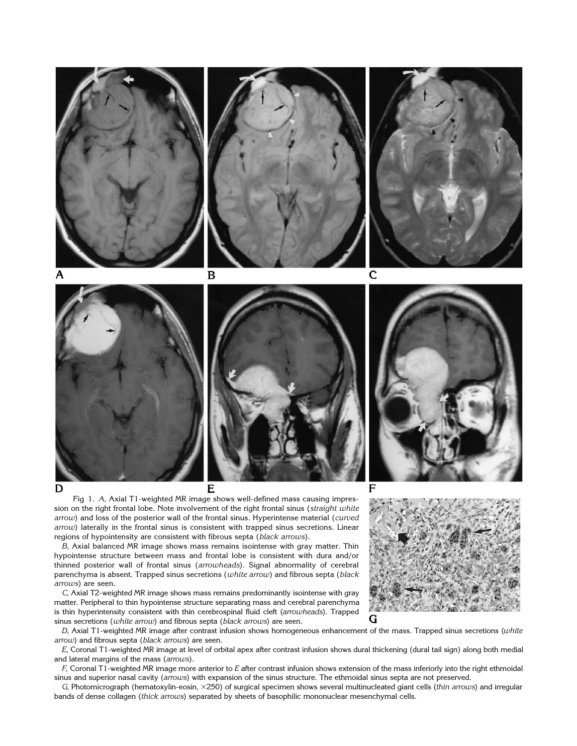Fig 1. *A*, Axial T1-weighted MR image shows well-defined mass causing impression on the right frontal lobe. Note involvement of the right frontal sinus (*straight white arrow*) and loss of the posterior wall of the frontal sinus. Hyperintense material (*curved arrow*) laterally in the frontal sinus is consistent with trapped sinus secretions. Linear regions of hypointensity are consistent with fibrous septa (*black arrows*).

*B*, Axial balanced MR image shows mass remains isointense with gray matter. Thin hypointense structure between mass and frontal lobe is consistent with dura and/or thinned posterior wall of frontal sinus (*arrowheads*). Signal abnormality of cerebral parenchyma is absent. Trapped sinus secretions (*white arrow*) and fibrous septa (*black arrows*) are seen.

*C*, Axial T2-weighted MR image shows mass remains predominantly isointense with gray matter. Peripheral to thin hypointense structure separating mass and cerebral parenchyma is thin hyperintensity consistent with thin cerebrospinal fluid cleft (*arrowheads*). Trapped sinus secretions (*white arrow*) and fibrous septa (*black arrows*) are seen.

*D*, Axial T1-weighted MR image after contrast infusion shows homogeneous enhancement of the mass. Trapped sinus secretions (*white arrow*) and fibrous septa (*black arrows*) are seen.

*E*, Coronal T1-weighted MR image at level of orbital apex after contrast infusion shows dural thickening (dural tail sign) along both medial and lateral margins of the mass (*arrows*).

*F*, Coronal T1-weighted MR image more anterior to *E* after contrast infusion shows extension of the mass inferiorly into the right ethmoidal sinus and superior nasal cavity (*arrows*) with expansion of the sinus structure. The ethmoidal sinus septa are not preserved.

*G*, Photomicrograph (hematoxylin-eosin, ×250) of surgical specimen shows several multinucleated giant cells (*thin arrows*) and irregular bands of dense collagen (*thick arrows*) separated by sheets of basophilic mononuclear mesenchymal cells.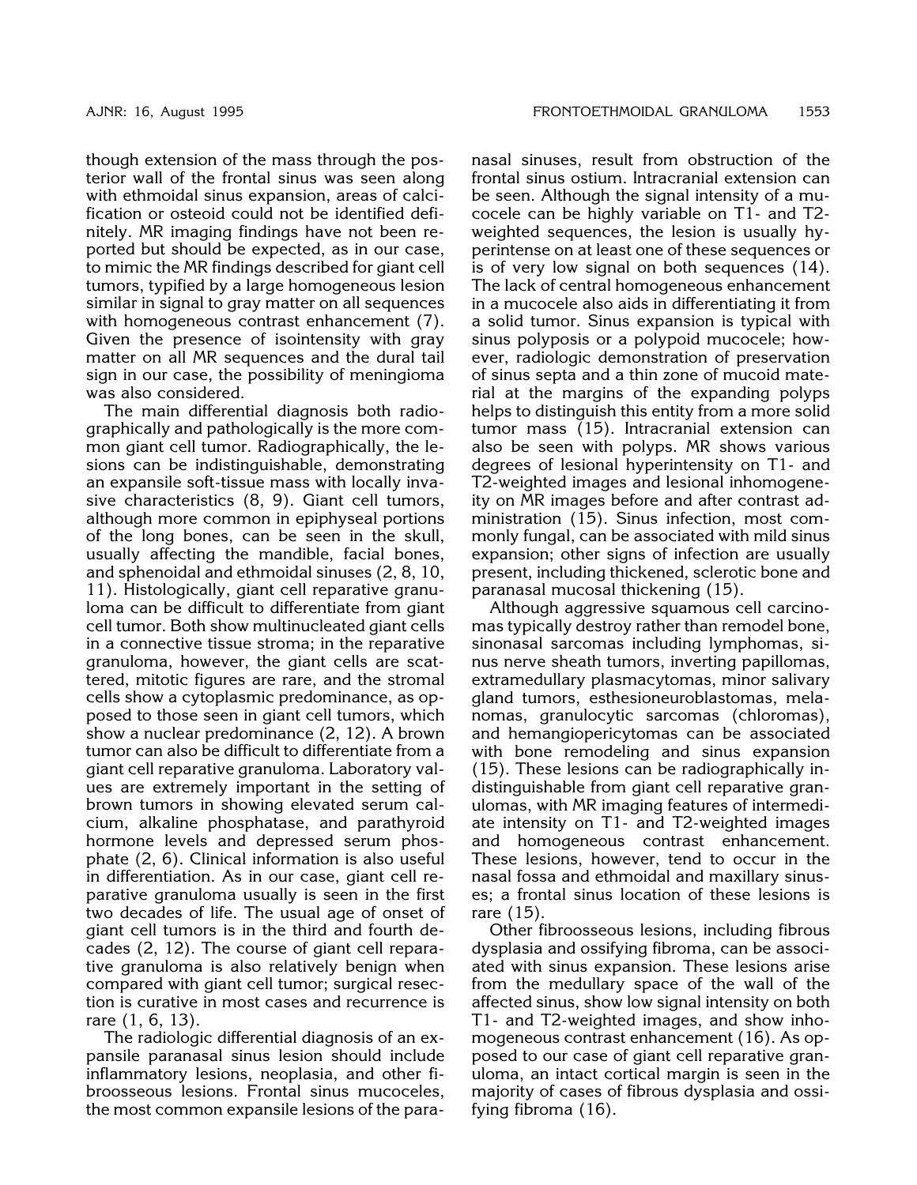though extension of the mass through the posterior wall of the frontal sinus was seen along with ethmoidal sinus expansion, areas of calcification or osteoid could not be identified definitely. MR imaging findings have not been reported but should be expected, as in our case, to mimic the MR findings described for giant cell tumors, typified by a large homogeneous lesion similar in signal to gray matter on all sequences with homogeneous contrast enhancement (7). Given the presence of isointensity with gray matter on all MR sequences and the dural tail sign in our case, the possibility of meningioma was also considered.

The main differential diagnosis both radiographically and pathologically is the more common giant cell tumor. Radiographically, the lesions can be indistinguishable, demonstrating an expansile soft-tissue mass with locally invasive characteristics (8, 9). Giant cell tumors, although more common in epiphyseal portions of the long bones, can be seen in the skull, usually affecting the mandible, facial bones, and sphenoidal and ethmoidal sinuses (2, 8, 10, 11). Histologically, giant cell reparative granuloma can be difficult to differentiate from giant cell tumor. Both show multinucleated giant cells in a connective tissue stroma; in the reparative granuloma, however, the giant cells are scattered, mitotic figures are rare, and the stromal cells show a cytoplasmic predominance, as opposed to those seen in giant cell tumors, which show a nuclear predominance (2, 12). A brown tumor can also be difficult to differentiate from a giant cell reparative granuloma. Laboratory values are extremely important in the setting of brown tumors in showing elevated serum calcium, alkaline phosphatase, and parathyroid hormone levels and depressed serum phosphate (2, 6). Clinical information is also useful in differentiation. As in our case, giant cell reparative granuloma usually is seen in the first two decades of life. The usual age of onset of giant cell tumors is in the third and fourth decades (2, 12). The course of giant cell reparative granuloma is also relatively benign when compared with giant cell tumor; surgical resection is curative in most cases and recurrence is rare (1, 6, 13).

The radiologic differential diagnosis of an expansile paranasal sinus lesion should include inflammatory lesions, neoplasia, and other fibroosseous lesions. Frontal sinus mucoceles, the most common expansile lesions of the paranasal sinuses, result from obstruction of the frontal sinus ostium. Intracranial extension can be seen. Although the signal intensity of a mucocele can be highly variable on T1- and T2-weighted sequences, the lesion is usually hyperintense on at least one of these sequences or is of very low signal on both sequences (14). The lack of central homogeneous enhancement in a mucocele also aids in differentiating it from a solid tumor. Sinus expansion is typical with sinus polyposis or a polypoid mucocele; however, radiologic demonstration of preservation of sinus septa and a thin zone of mucoid material at the margins of the expanding polyps helps to distinguish this entity from a more solid tumor mass (15). Intracranial extension can also be seen with polyps. MR shows various degrees of lesional hyperintensity on T1- and T2-weighted images and lesional inhomogeneity on MR images before and after contrast administration (15). Sinus infection, most commonly fungal, can be associated with mild sinus expansion; other signs of infection are usually present, including thickened, sclerotic bone and paranasal mucosal thickening (15).

Although aggressive squamous cell carcinomas typically destroy rather than remodel bone, sinonasal sarcomas including lymphomas, sinus nerve sheath tumors, inverting papillomas, extramedullary plasmacytomas, minor salivary gland tumors, esthesioneuroblastomas, melanomas, granulocytic sarcomas (chloromas), and hemangiopericytomas can be associated with bone remodeling and sinus expansion (15). These lesions can be radiographically indistinguishable from giant cell reparative granulomas, with MR imaging features of intermediate intensity on T1- and T2-weighted images and homogeneous contrast enhancement. These lesions, however, tend to occur in the nasal fossa and ethmoidal and maxillary sinuses; a frontal sinus location of these lesions is rare (15).

Other fibroosseous lesions, including fibrous dysplasia and ossifying fibroma, can be associated with sinus expansion. These lesions arise from the medullary space of the wall of the affected sinus, show low signal intensity on both T1- and T2-weighted images, and show inhomogeneous contrast enhancement (16). As opposed to our case of giant cell reparative granuloma, an intact cortical margin is seen in the majority of cases of fibrous dysplasia and ossifying fibroma (16).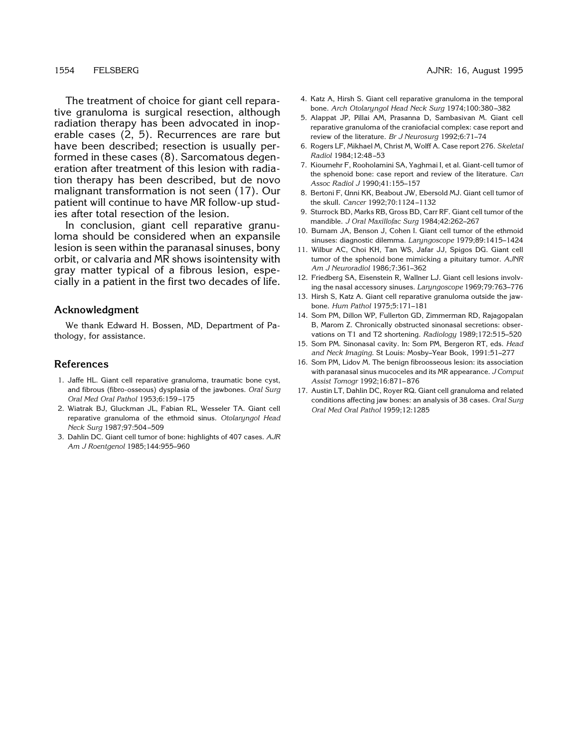The treatment of choice for giant cell reparative granuloma is surgical resection, although radiation therapy has been advocated in inoperable cases (2, 5). Recurrences are rare but have been described; resection is usually performed in these cases (8). Sarcomatous degeneration after treatment of this lesion with radiation therapy has been described, but de novo malignant transformation is not seen (17). Our patient will continue to have MR follow-up studies after total resection of the lesion.

In conclusion, giant cell reparative granuloma should be considered when an expansile lesion is seen within the paranasal sinuses, bony orbit, or calvaria and MR shows isointensity with gray matter typical of a fibrous lesion, especially in a patient in the first two decades of life.

## Acknowledgment

We thank Edward H. Bossen, MD, Department of Pathology, for assistance.

## References

1. Jaffe HL. Giant cell reparative granuloma, traumatic bone cyst, and fibrous (fibro-osseous) dysplasia of the jawbones. *Oral Surg Oral Med Oral Pathol* 1953;6:159–175
2. Wiatrak BJ, Gluckman JL, Fabian RL, Wesseler TA. Giant cell reparative granuloma of the ethmoid sinus. *Otolaryngol Head Neck Surg* 1987;97:504–509
3. Dahlin DC. Giant cell tumor of bone: highlights of 407 cases. *AJR Am J Roentgenol* 1985;144:955–960
4. Katz A, Hirsh S. Giant cell reparative granuloma in the temporal bone. *Arch Otolaryngol Head Neck Surg* 1974;100:380–382
5. Alappat JP, Pillai AM, Prasanna D, Sambasivan M. Giant cell reparative granuloma of the craniofacial complex: case report and review of the literature. *Br J Neurosurg* 1992;6:71–74
6. Rogers LF, Mikhael M, Christ M, Wolff A. Case report 276. *Skeletal Radiol* 1984;12:48–53
7. Kioumehr F, Rooholamini SA, Yaghmai I, et al. Giant-cell tumor of the sphenoid bone: case report and review of the literature. *Can Assoc Radiol J* 1990;41:155–157
8. Bertoni F, Unni KK, Beabout JW, Ebersold MJ. Giant cell tumor of the skull. *Cancer* 1992;70:1124–1132
9. Sturrock BD, Marks RB, Gross BD, Carr RF. Giant cell tumor of the mandible. *J Oral Maxillofac Surg* 1984;42:262–267
10. Burnam JA, Benson J, Cohen I. Giant cell tumor of the ethmoid sinuses: diagnostic dilemma. *Laryngoscope* 1979;89:1415–1424
11. Wilbur AC, Choi KH, Tan WS, Jafar JJ, Spigos DG. Giant cell tumor of the sphenoid bone mimicking a pituitary tumor. *AJNR Am J Neuroradiol* 1986;7:361–362
12. Friedberg SA, Eisenstein R, Wallner LJ. Giant cell lesions involving the nasal accessory sinuses. *Laryngoscope* 1969;79:763–776
13. Hirsh S, Katz A. Giant cell reparative granuloma outside the jawbone. *Hum Pathol* 1975;5:171–181
14. Som PM, Dillon WP, Fullerton GD, Zimmerman RD, Rajagopalan B, Marom Z. Chronically obstructed sinonasal secretions: observations on T1 and T2 shortening. *Radiology* 1989;172:515–520
15. Som PM. Sinonasal cavity. In: Som PM, Bergeron RT, eds. *Head and Neck Imaging*. St Louis: Mosby–Year Book, 1991:51–277
16. Som PM, Lidov M. The benign fibroosseous lesion: its association with paranasal sinus mucoceles and its MR appearance. *J Comput Assist Tomogr* 1992;16:871–876
17. Austin LT, Dahlin DC, Royer RQ. Giant cell granuloma and related conditions affecting jaw bones: an analysis of 38 cases. *Oral Surg Oral Med Oral Pathol* 1959;12:1285